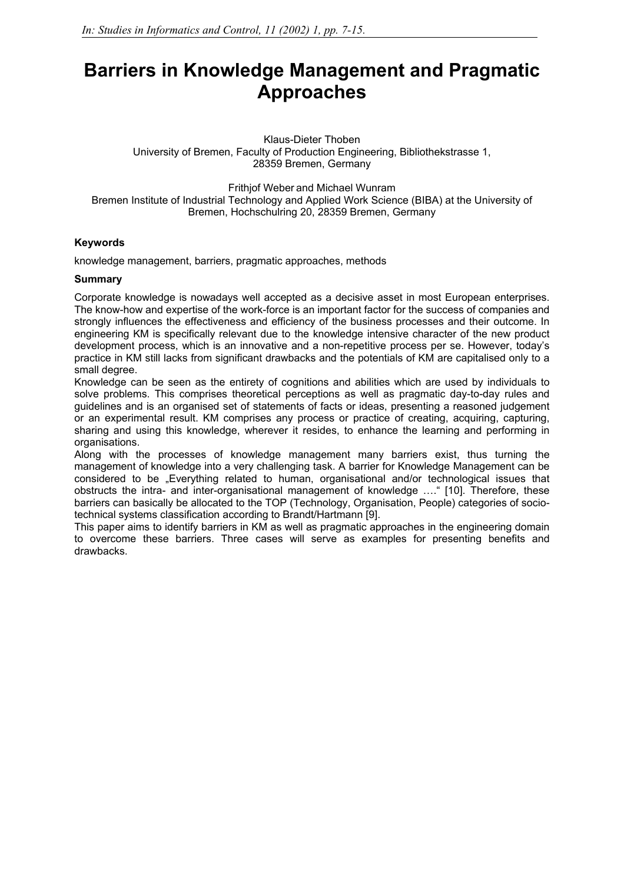*In: Studies in Informatics and Control, 11 (2002) 1, pp. 7-15.*

# Barriers in Knowledge Management and Pragmatic Approaches

Klaus-Dieter Thoben
University of Bremen, Faculty of Production Engineering, Bibliothekstrasse 1, 28359 Bremen, Germany

Frithjof Weber and Michael Wunram
Bremen Institute of Industrial Technology and Applied Work Science (BIBA) at the University of Bremen, Hochschulring 20, 28359 Bremen, Germany

**Keywords**

knowledge management, barriers, pragmatic approaches, methods

**Summary**

Corporate knowledge is nowadays well accepted as a decisive asset in most European enterprises. The know-how and expertise of the work-force is an important factor for the success of companies and strongly influences the effectiveness and efficiency of the business processes and their outcome. In engineering KM is specifically relevant due to the knowledge intensive character of the new product development process, which is an innovative and a non-repetitive process per se. However, today's practice in KM still lacks from significant drawbacks and the potentials of KM are capitalised only to a small degree.

Knowledge can be seen as the entirety of cognitions and abilities which are used by individuals to solve problems. This comprises theoretical perceptions as well as pragmatic day-to-day rules and guidelines and is an organised set of statements of facts or ideas, presenting a reasoned judgement or an experimental result. KM comprises any process or practice of creating, acquiring, capturing, sharing and using this knowledge, wherever it resides, to enhance the learning and performing in organisations.

Along with the processes of knowledge management many barriers exist, thus turning the management of knowledge into a very challenging task. A barrier for Knowledge Management can be considered to be „Everything related to human, organisational and/or technological issues that obstructs the intra- and inter-organisational management of knowledge ….“ [10]. Therefore, these barriers can basically be allocated to the TOP (Technology, Organisation, People) categories of socio-technical systems classification according to Brandt/Hartmann [9].

This paper aims to identify barriers in KM as well as pragmatic approaches in the engineering domain to overcome these barriers. Three cases will serve as examples for presenting benefits and drawbacks.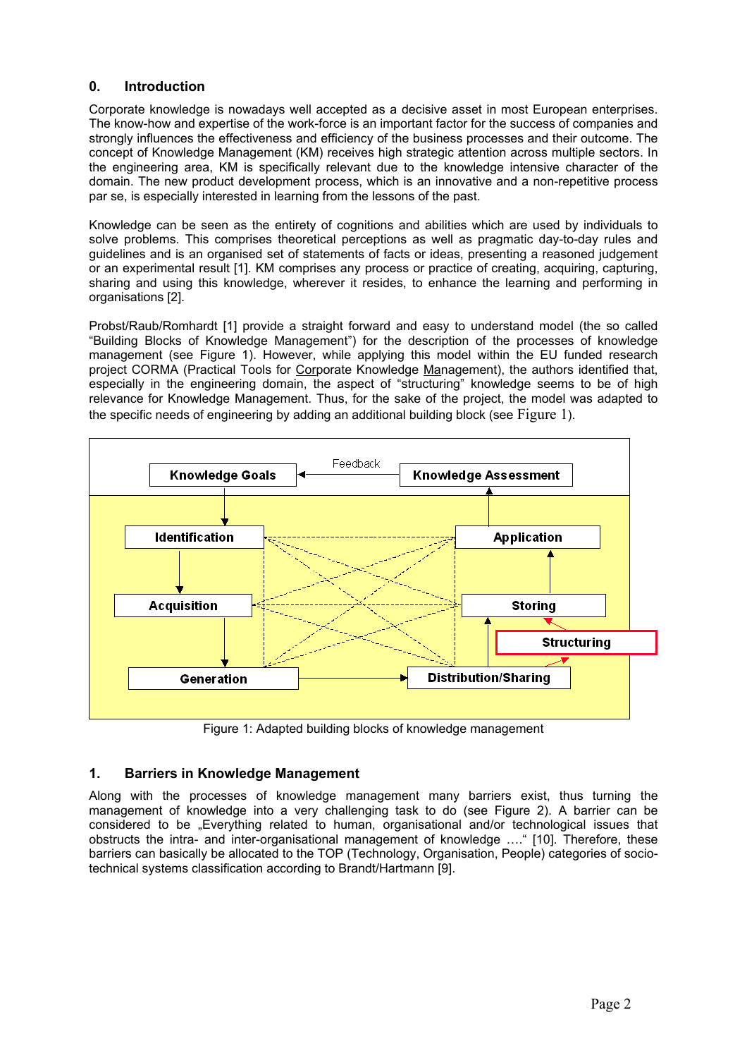## 0. Introduction

Corporate knowledge is nowadays well accepted as a decisive asset in most European enterprises. The know-how and expertise of the work-force is an important factor for the success of companies and strongly influences the effectiveness and efficiency of the business processes and their outcome. The concept of Knowledge Management (KM) receives high strategic attention across multiple sectors. In the engineering area, KM is specifically relevant due to the knowledge intensive character of the domain. The new product development process, which is an innovative and a non-repetitive process par se, is especially interested in learning from the lessons of the past.

Knowledge can be seen as the entirety of cognitions and abilities which are used by individuals to solve problems. This comprises theoretical perceptions as well as pragmatic day-to-day rules and guidelines and is an organised set of statements of facts or ideas, presenting a reasoned judgement or an experimental result [1]. KM comprises any process or practice of creating, acquiring, capturing, sharing and using this knowledge, wherever it resides, to enhance the learning and performing in organisations [2].

Probst/Raub/Romhardt [1] provide a straight forward and easy to understand model (the so called "Building Blocks of Knowledge Management") for the description of the processes of knowledge management (see Figure 1). However, while applying this model within the EU funded research project CORMA (Practical Tools for Corporate Knowledge Management), the authors identified that, especially in the engineering domain, the aspect of "structuring" knowledge seems to be of high relevance for Knowledge Management. Thus, for the sake of the project, the model was adapted to the specific needs of engineering by adding an additional building block (see Figure 1).

Knowledge Goals ← Feedback ← Knowledge Assessment

Identification → Acquisition → Generation → Distribution/Sharing → Storing → Application

Structuring

Figure 1: Adapted building blocks of knowledge management

## 1. Barriers in Knowledge Management

Along with the processes of knowledge management many barriers exist, thus turning the management of knowledge into a very challenging task to do (see Figure 2). A barrier can be considered to be „Everything related to human, organisational and/or technological issues that obstructs the intra- and inter-organisational management of knowledge …." [10]. Therefore, these barriers can basically be allocated to the TOP (Technology, Organisation, People) categories of socio-technical systems classification according to Brandt/Hartmann [9].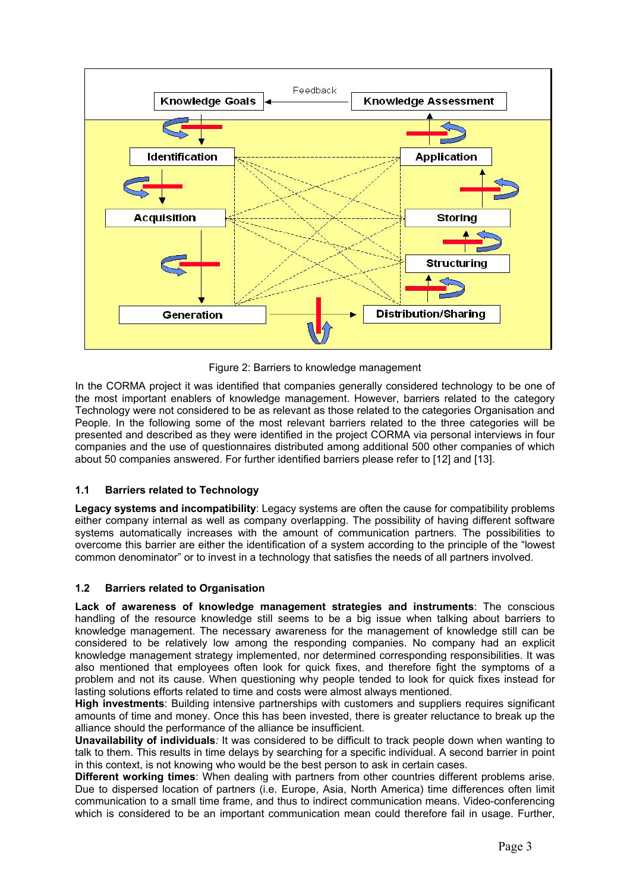Figure 2: Barriers to knowledge management

In the CORMA project it was identified that companies generally considered technology to be one of the most important enablers of knowledge management. However, barriers related to the category Technology were not considered to be as relevant as those related to the categories Organisation and People. In the following some of the most relevant barriers related to the three categories will be presented and described as they were identified in the project CORMA via personal interviews in four companies and the use of questionnaires distributed among additional 500 other companies of which about 50 companies answered. For further identified barriers please refer to [12] and [13].

### 1.1 Barriers related to Technology

**Legacy systems and incompatibility**: Legacy systems are often the cause for compatibility problems either company internal as well as company overlapping. The possibility of having different software systems automatically increases with the amount of communication partners. The possibilities to overcome this barrier are either the identification of a system according to the principle of the "lowest common denominator" or to invest in a technology that satisfies the needs of all partners involved.

### 1.2 Barriers related to Organisation

**Lack of awareness of knowledge management strategies and instruments**: The conscious handling of the resource knowledge still seems to be a big issue when talking about barriers to knowledge management. The necessary awareness for the management of knowledge still can be considered to be relatively low among the responding companies. No company had an explicit knowledge management strategy implemented, nor determined corresponding responsibilities. It was also mentioned that employees often look for quick fixes, and therefore fight the symptoms of a problem and not its cause. When questioning why people tended to look for quick fixes instead for lasting solutions efforts related to time and costs were almost always mentioned.

**High investments**: Building intensive partnerships with customers and suppliers requires significant amounts of time and money. Once this has been invested, there is greater reluctance to break up the alliance should the performance of the alliance be insufficient.

**Unavailability of individuals***:* It was considered to be difficult to track people down when wanting to talk to them. This results in time delays by searching for a specific individual. A second barrier in point in this context, is not knowing who would be the best person to ask in certain cases.

**Different working times**: When dealing with partners from other countries different problems arise. Due to dispersed location of partners (i.e. Europe, Asia, North America) time differences often limit communication to a small time frame, and thus to indirect communication means. Video-conferencing which is considered to be an important communication mean could therefore fail in usage. Further,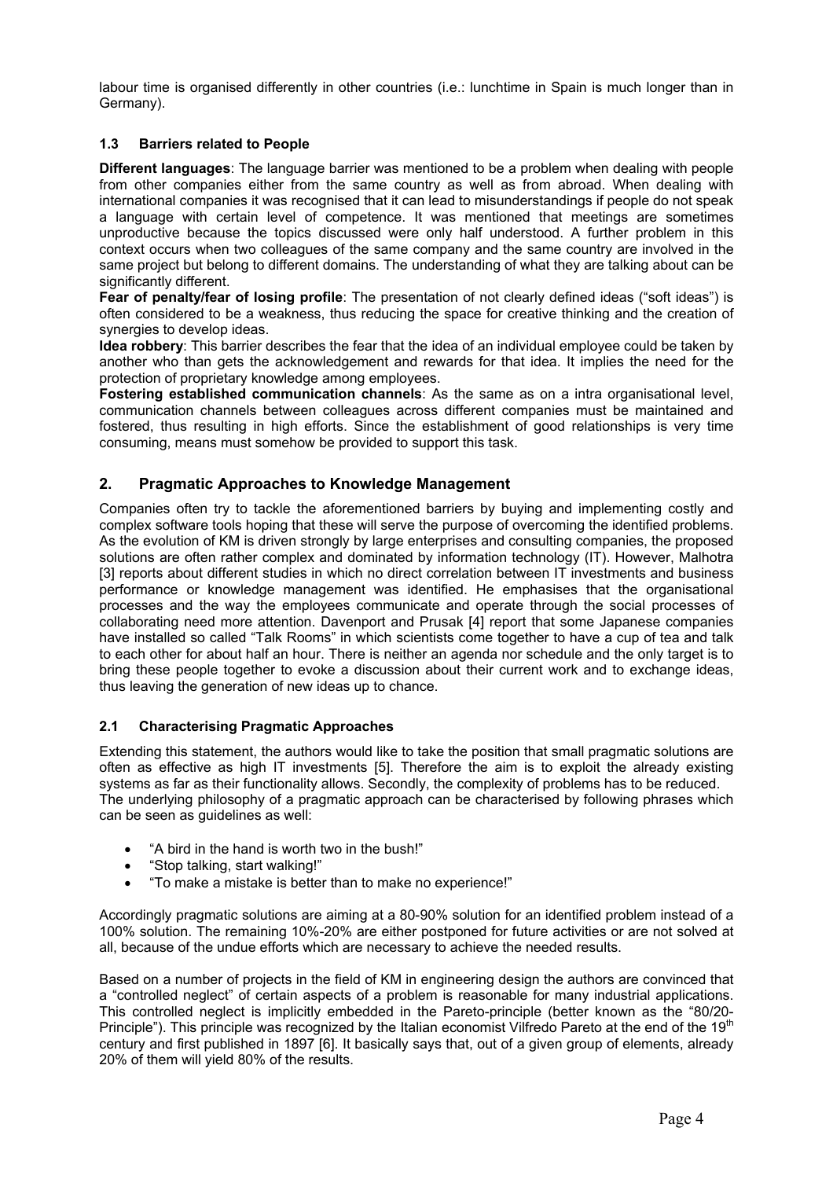labour time is organised differently in other countries (i.e.: lunchtime in Spain is much longer than in Germany).

### 1.3 Barriers related to People

**Different languages**: The language barrier was mentioned to be a problem when dealing with people from other companies either from the same country as well as from abroad. When dealing with international companies it was recognised that it can lead to misunderstandings if people do not speak a language with certain level of competence. It was mentioned that meetings are sometimes unproductive because the topics discussed were only half understood. A further problem in this context occurs when two colleagues of the same company and the same country are involved in the same project but belong to different domains. The understanding of what they are talking about can be significantly different.

**Fear of penalty/fear of losing profile**: The presentation of not clearly defined ideas ("soft ideas") is often considered to be a weakness, thus reducing the space for creative thinking and the creation of synergies to develop ideas.

**Idea robbery**: This barrier describes the fear that the idea of an individual employee could be taken by another who than gets the acknowledgement and rewards for that idea. It implies the need for the protection of proprietary knowledge among employees.

**Fostering established communication channels**: As the same as on a intra organisational level, communication channels between colleagues across different companies must be maintained and fostered, thus resulting in high efforts. Since the establishment of good relationships is very time consuming, means must somehow be provided to support this task.

## 2. Pragmatic Approaches to Knowledge Management

Companies often try to tackle the aforementioned barriers by buying and implementing costly and complex software tools hoping that these will serve the purpose of overcoming the identified problems. As the evolution of KM is driven strongly by large enterprises and consulting companies, the proposed solutions are often rather complex and dominated by information technology (IT). However, Malhotra [3] reports about different studies in which no direct correlation between IT investments and business performance or knowledge management was identified. He emphasises that the organisational processes and the way the employees communicate and operate through the social processes of collaborating need more attention. Davenport and Prusak [4] report that some Japanese companies have installed so called "Talk Rooms" in which scientists come together to have a cup of tea and talk to each other for about half an hour. There is neither an agenda nor schedule and the only target is to bring these people together to evoke a discussion about their current work and to exchange ideas, thus leaving the generation of new ideas up to chance.

### 2.1 Characterising Pragmatic Approaches

Extending this statement, the authors would like to take the position that small pragmatic solutions are often as effective as high IT investments [5]. Therefore the aim is to exploit the already existing systems as far as their functionality allows. Secondly, the complexity of problems has to be reduced. The underlying philosophy of a pragmatic approach can be characterised by following phrases which can be seen as guidelines as well:

- "A bird in the hand is worth two in the bush!"
- "Stop talking, start walking!"
- "To make a mistake is better than to make no experience!"

Accordingly pragmatic solutions are aiming at a 80-90% solution for an identified problem instead of a 100% solution. The remaining 10%-20% are either postponed for future activities or are not solved at all, because of the undue efforts which are necessary to achieve the needed results.

Based on a number of projects in the field of KM in engineering design the authors are convinced that a "controlled neglect" of certain aspects of a problem is reasonable for many industrial applications. This controlled neglect is implicitly embedded in the Pareto-principle (better known as the "80/20-Principle"). This principle was recognized by the Italian economist Vilfredo Pareto at the end of the 19th century and first published in 1897 [6]. It basically says that, out of a given group of elements, already 20% of them will yield 80% of the results.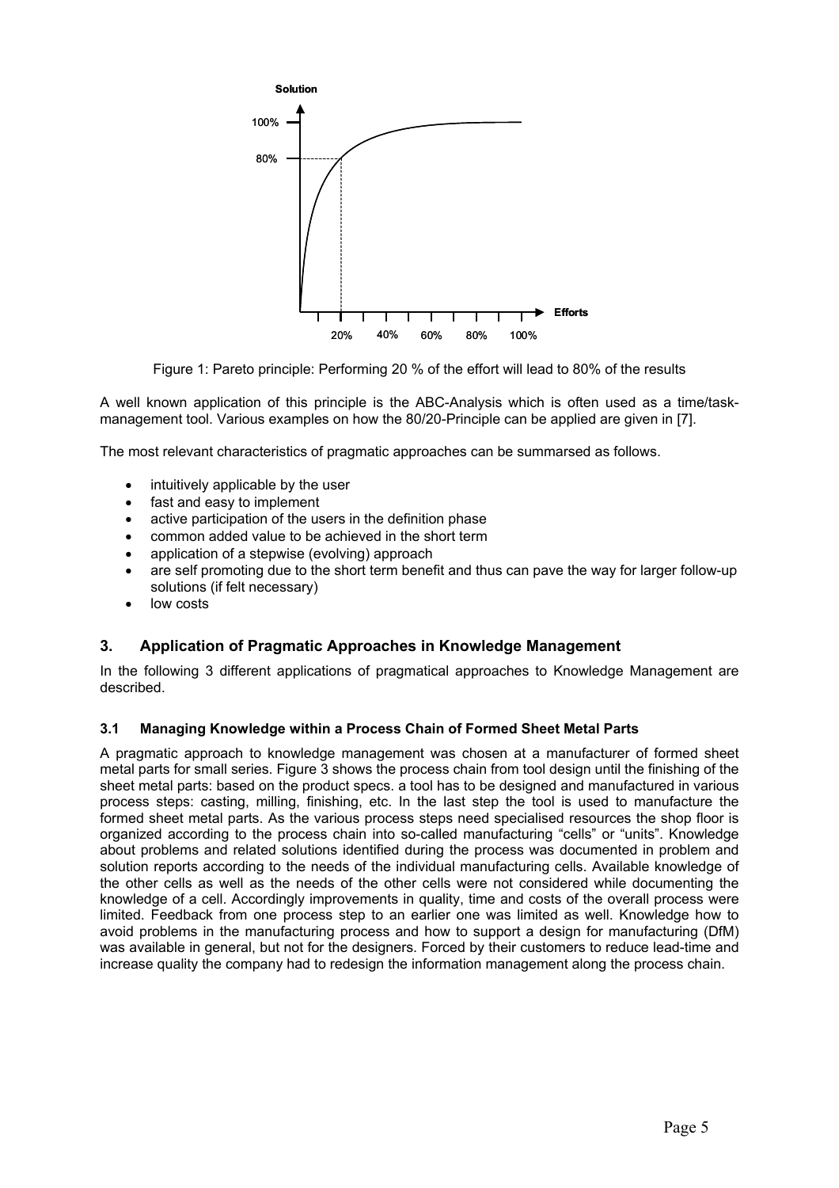Figure 1: Pareto principle: Performing 20 % of the effort will lead to 80% of the results

A well known application of this principle is the ABC-Analysis which is often used as a time/task-management tool. Various examples on how the 80/20-Principle can be applied are given in [7].

The most relevant characteristics of pragmatic approaches can be summarsed as follows.

- intuitively applicable by the user
- fast and easy to implement
- active participation of the users in the definition phase
- common added value to be achieved in the short term
- application of a stepwise (evolving) approach
- are self promoting due to the short term benefit and thus can pave the way for larger follow-up solutions (if felt necessary)
- low costs

## 3. Application of Pragmatic Approaches in Knowledge Management

In the following 3 different applications of pragmatical approaches to Knowledge Management are described.

### 3.1 Managing Knowledge within a Process Chain of Formed Sheet Metal Parts

A pragmatic approach to knowledge management was chosen at a manufacturer of formed sheet metal parts for small series. Figure 3 shows the process chain from tool design until the finishing of the sheet metal parts: based on the product specs. a tool has to be designed and manufactured in various process steps: casting, milling, finishing, etc. In the last step the tool is used to manufacture the formed sheet metal parts. As the various process steps need specialised resources the shop floor is organized according to the process chain into so-called manufacturing "cells" or "units". Knowledge about problems and related solutions identified during the process was documented in problem and solution reports according to the needs of the individual manufacturing cells. Available knowledge of the other cells as well as the needs of the other cells were not considered while documenting the knowledge of a cell. Accordingly improvements in quality, time and costs of the overall process were limited. Feedback from one process step to an earlier one was limited as well. Knowledge how to avoid problems in the manufacturing process and how to support a design for manufacturing (DfM) was available in general, but not for the designers. Forced by their customers to reduce lead-time and increase quality the company had to redesign the information management along the process chain.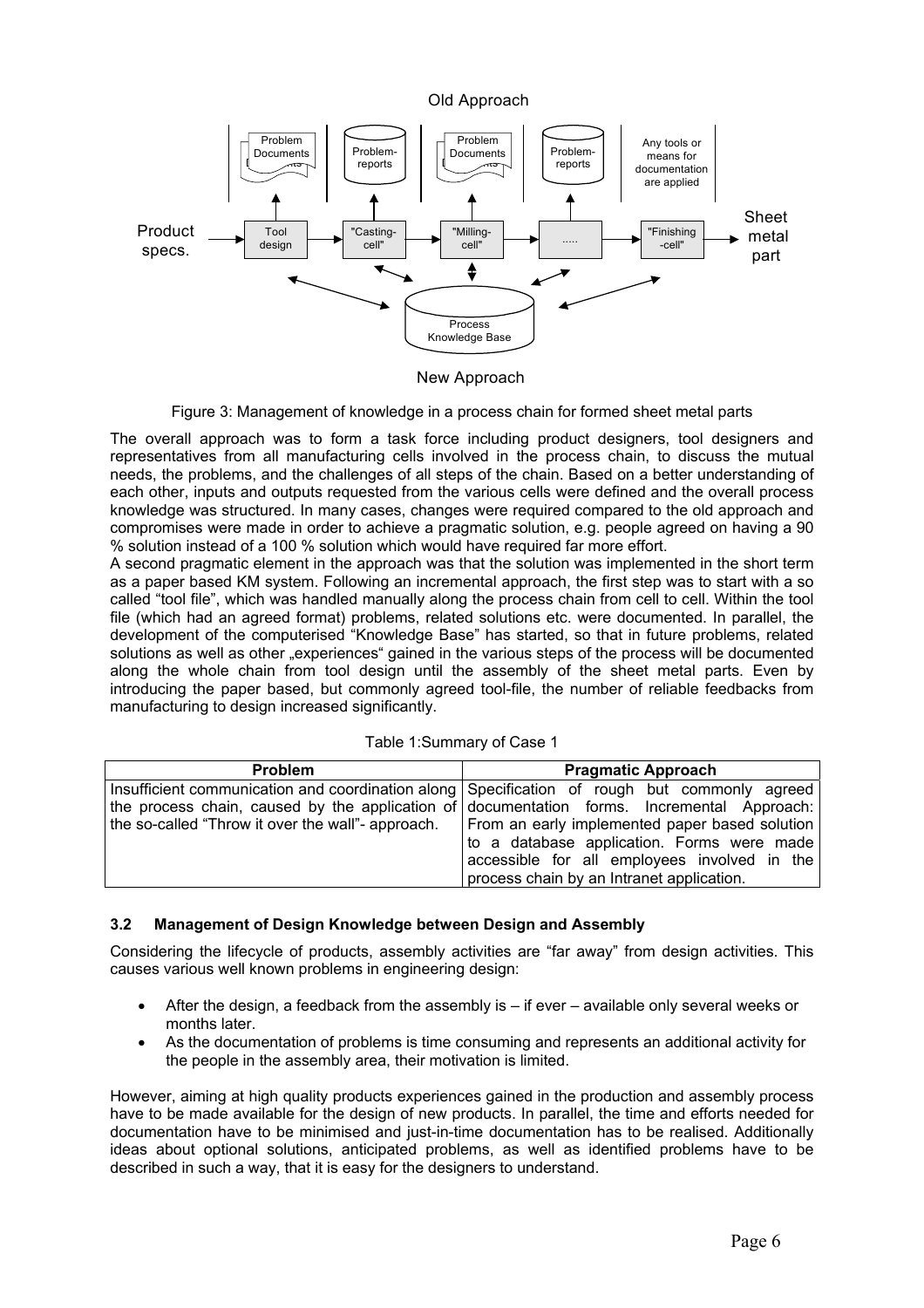Old Approach

New Approach

Figure 3: Management of knowledge in a process chain for formed sheet metal parts

The overall approach was to form a task force including product designers, tool designers and representatives from all manufacturing cells involved in the process chain, to discuss the mutual needs, the problems, and the challenges of all steps of the chain. Based on a better understanding of each other, inputs and outputs requested from the various cells were defined and the overall process knowledge was structured. In many cases, changes were required compared to the old approach and compromises were made in order to achieve a pragmatic solution, e.g. people agreed on having a 90 % solution instead of a 100 % solution which would have required far more effort.

A second pragmatic element in the approach was that the solution was implemented in the short term as a paper based KM system. Following an incremental approach, the first step was to start with a so called "tool file", which was handled manually along the process chain from cell to cell. Within the tool file (which had an agreed format) problems, related solutions etc. were documented. In parallel, the development of the computerised "Knowledge Base" has started, so that in future problems, related solutions as well as other „experiences" gained in the various steps of the process will be documented along the whole chain from tool design until the assembly of the sheet metal parts. Even by introducing the paper based, but commonly agreed tool-file, the number of reliable feedbacks from manufacturing to design increased significantly.

Table 1:Summary of Case 1

| Problem | Pragmatic Approach |
|---|---|
| Insufficient communication and coordination along the process chain, caused by the application of the so-called "Throw it over the wall"- approach. | Specification of rough but commonly agreed documentation forms. Incremental Approach: From an early implemented paper based solution to a database application. Forms were made accessible for all employees involved in the process chain by an Intranet application. |

### 3.2 Management of Design Knowledge between Design and Assembly

Considering the lifecycle of products, assembly activities are "far away" from design activities. This causes various well known problems in engineering design:

- After the design, a feedback from the assembly is – if ever – available only several weeks or months later.
- As the documentation of problems is time consuming and represents an additional activity for the people in the assembly area, their motivation is limited.

However, aiming at high quality products experiences gained in the production and assembly process have to be made available for the design of new products. In parallel, the time and efforts needed for documentation have to be minimised and just-in-time documentation has to be realised. Additionally ideas about optional solutions, anticipated problems, as well as identified problems have to be described in such a way, that it is easy for the designers to understand.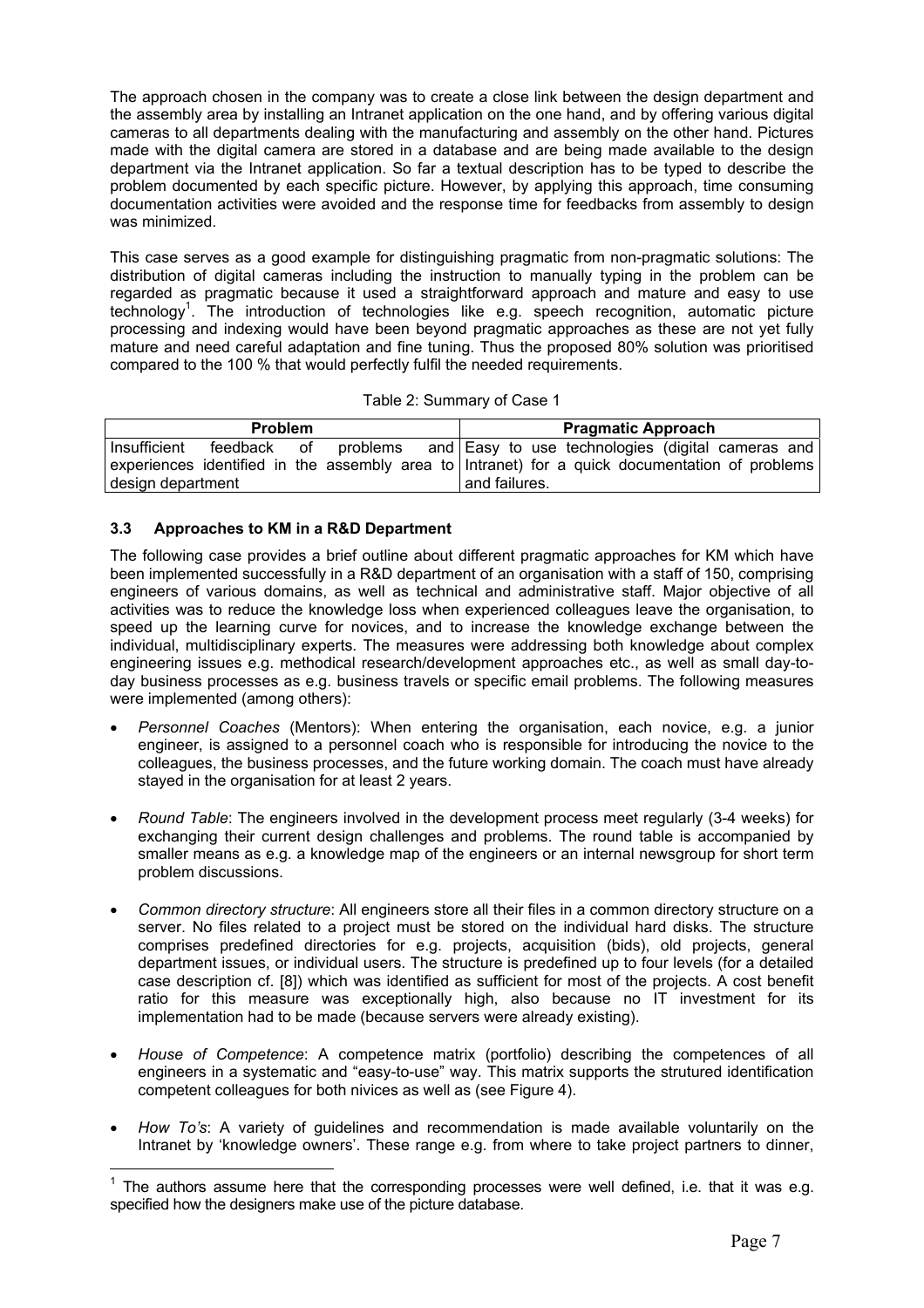The approach chosen in the company was to create a close link between the design department and the assembly area by installing an Intranet application on the one hand, and by offering various digital cameras to all departments dealing with the manufacturing and assembly on the other hand. Pictures made with the digital camera are stored in a database and are being made available to the design department via the Intranet application. So far a textual description has to be typed to describe the problem documented by each specific picture. However, by applying this approach, time consuming documentation activities were avoided and the response time for feedbacks from assembly to design was minimized.

This case serves as a good example for distinguishing pragmatic from non-pragmatic solutions: The distribution of digital cameras including the instruction to manually typing in the problem can be regarded as pragmatic because it used a straightforward approach and mature and easy to use technology[1]. The introduction of technologies like e.g. speech recognition, automatic picture processing and indexing would have been beyond pragmatic approaches as these are not yet fully mature and need careful adaptation and fine tuning. Thus the proposed 80% solution was prioritised compared to the 100 % that would perfectly fulfil the needed requirements.

Table 2: Summary of Case 1

| Problem | Pragmatic Approach |
|---|---|
| Insufficient feedback of problems and experiences identified in the assembly area to design department | Easy to use technologies (digital cameras and Intranet) for a quick documentation of problems and failures. |

### 3.3 Approaches to KM in a R&D Department

The following case provides a brief outline about different pragmatic approaches for KM which have been implemented successfully in a R&D department of an organisation with a staff of 150, comprising engineers of various domains, as well as technical and administrative staff. Major objective of all activities was to reduce the knowledge loss when experienced colleagues leave the organisation, to speed up the learning curve for novices, and to increase the knowledge exchange between the individual, multidisciplinary experts. The measures were addressing both knowledge about complex engineering issues e.g. methodical research/development approaches etc., as well as small day-to-day business processes as e.g. business travels or specific email problems. The following measures were implemented (among others):

- *Personnel Coaches* (Mentors): When entering the organisation, each novice, e.g. a junior engineer, is assigned to a personnel coach who is responsible for introducing the novice to the colleagues, the business processes, and the future working domain. The coach must have already stayed in the organisation for at least 2 years.
- *Round Table*: The engineers involved in the development process meet regularly (3-4 weeks) for exchanging their current design challenges and problems. The round table is accompanied by smaller means as e.g. a knowledge map of the engineers or an internal newsgroup for short term problem discussions.
- *Common directory structure*: All engineers store all their files in a common directory structure on a server. No files related to a project must be stored on the individual hard disks. The structure comprises predefined directories for e.g. projects, acquisition (bids), old projects, general department issues, or individual users. The structure is predefined up to four levels (for a detailed case description cf. [8]) which was identified as sufficient for most of the projects. A cost benefit ratio for this measure was exceptionally high, also because no IT investment for its implementation had to be made (because servers were already existing).
- *House of Competence*: A competence matrix (portfolio) describing the competences of all engineers in a systematic and "easy-to-use" way. This matrix supports the strutured identification competent colleagues for both nivices as well as (see Figure 4).
- *How To's*: A variety of guidelines and recommendation is made available voluntarily on the Intranet by 'knowledge owners'. These range e.g. from where to take project partners to dinner,

[1] The authors assume here that the corresponding processes were well defined, i.e. that it was e.g. specified how the designers make use of the picture database.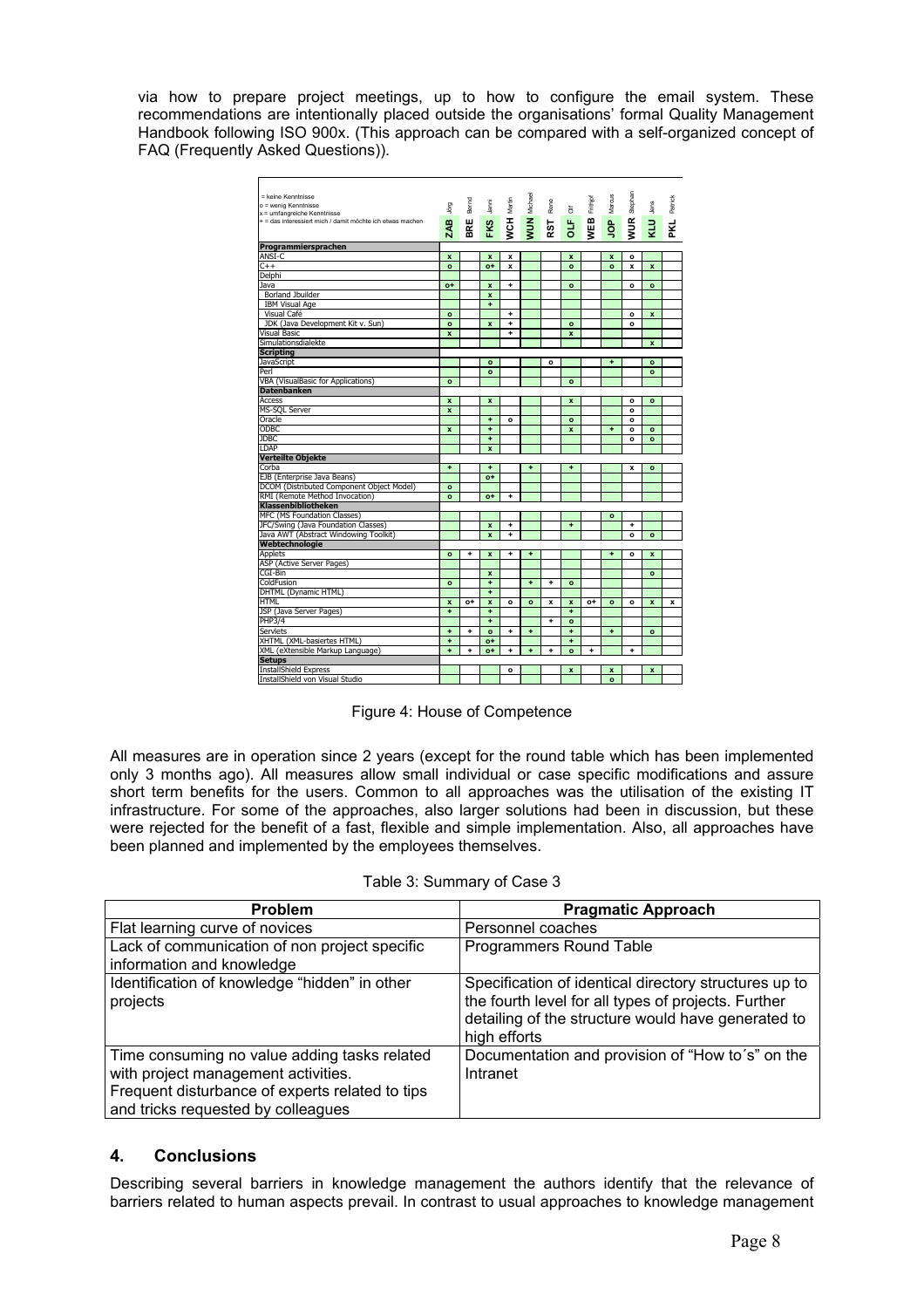via how to prepare project meetings, up to how to configure the email system. These recommendations are intentionally placed outside the organisations' formal Quality Management Handbook following ISO 900x. (This approach can be compared with a self-organized concept of FAQ (Frequently Asked Questions)).

= keine Kenntnisse
o = wenig Kenntnisse
x = umfangreiche Kenntnisse
+ = das interessiert mich / damit möchte ich etwas machen

| | ZAB Jörg | BRE Bernd | FKS Janni | WCH Martin | WUN Michael | RST Rene | OLF Olf | WEB Frithjof | JOP Marcus | WUR Stephan | KLU Jens | PKL Patrick |
|---|---|---|---|---|---|---|---|---|---|---|---|---|
| **Programmiersprachen** | | | | | | | | | | | | |
| ANSI-C | x | | x | x | | | x | | x | o | | |
| C++ | o | | o+ | x | | | o | | o | x | x | |
| Delphi | | | | | | | | | | | | |
| Java | o+ | | x | + | | | o | | | o | o | |
| Borland Jbuilder | | | x | | | | | | | | | |
| IBM Visual Age | | | + | | | | | | | | | |
| Visual Café | o | | | + | | | | | | o | x | |
| JDK (Java Development Kit v. Sun) | o | | x | + | | | o | | | o | | |
| Visual Basic | x | | | + | | | x | | | | | |
| Simulationsdialekte | | | | | | | | | | | x | |
| **Scripting** | | | | | | | | | | | | |
| JavaScript | | | o | | | o | | | + | | o | |
| Perl | | | o | | | | | | | | o | |
| VBA (VisualBasic for Applications) | o | | | | | | o | | | | | |
| **Datenbanken** | | | | | | | | | | | | |
| Access | x | | x | | | | x | | | o | o | |
| MS-SQL Server | x | | | | | | | | | o | | |
| Oracle | | | + | o | | | o | | | o | | |
| ODBC | x | | + | | | | x | | + | o | o | |
| JDBC | | | + | | | | | | | o | o | |
| LDAP | | | x | | | | | | | | | |
| **Verteilte Objekte** | | | | | | | | | | | | |
| Corba | + | | + | | + | | + | | | x | o | |
| EJB (Enterprise Java Beans) | | | o+ | | | | | | | | | |
| DCOM (Distributed Component Object Model) | o | | | | | | | | | | | |
| RMI (Remote Method Invocation) | o | | o+ | + | | | | | | | | |
| **Klassenbibliotheken** | | | | | | | | | | | | |
| MFC (MS Foundation Classes) | | | | | | | | | o | | | |
| JFC/Swing (Java Foundation Classes) | | | x | + | | | + | | | + | | |
| Java AWT (Abstract Windowing Toolkit) | | | x | + | | | | | | o | o | |
| **Webtechnologie** | | | | | | | | | | | | |
| Applets | o | + | x | + | + | | | | + | o | x | |
| ASP (Active Server Pages) | | | | | | | | | | | | |
| CGI-Bin | | | x | | | | | | | | o | |
| ColdFusion | o | | + | | + | + | o | | | | | |
| DHTML (Dynamic HTML) | | | + | | | | | | | | | |
| HTML | x | o+ | x | o | o | x | x | o+ | o | o | x | x |
| JSP (Java Server Pages) | + | | + | | | | + | | | | | |
| PHP3/4 | | | + | | | + | o | | | | | |
| Servlets | + | + | o | + | + | | + | | + | | o | |
| XHTML (XML-basiertes HTML) | + | | o+ | | | | + | | | | | |
| XML (eXtensible Markup Language) | + | + | o+ | + | + | + | o | + | | + | | |
| **Setups** | | | | | | | | | | | | |
| InstallShield Express | | | | o | | | x | | x | | x | |
| InstallShield von Visual Studio | | | | | | | | | o | | | |

Figure 4: House of Competence

All measures are in operation since 2 years (except for the round table which has been implemented only 3 months ago). All measures allow small individual or case specific modifications and assure short term benefits for the users. Common to all approaches was the utilisation of the existing IT infrastructure. For some of the approaches, also larger solutions had been in discussion, but these were rejected for the benefit of a fast, flexible and simple implementation. Also, all approaches have been planned and implemented by the employees themselves.

Table 3: Summary of Case 3

| Problem | Pragmatic Approach |
|---|---|
| Flat learning curve of novices | Personnel coaches |
| Lack of communication of non project specific information and knowledge | Programmers Round Table |
| Identification of knowledge "hidden" in other projects | Specification of identical directory structures up to the fourth level for all types of projects. Further detailing of the structure would have generated to high efforts |
| Time consuming no value adding tasks related with project management activities. Frequent disturbance of experts related to tips and tricks requested by colleagues | Documentation and provision of "How to´s" on the Intranet |

## 4. Conclusions

Describing several barriers in knowledge management the authors identify that the relevance of barriers related to human aspects prevail. In contrast to usual approaches to knowledge management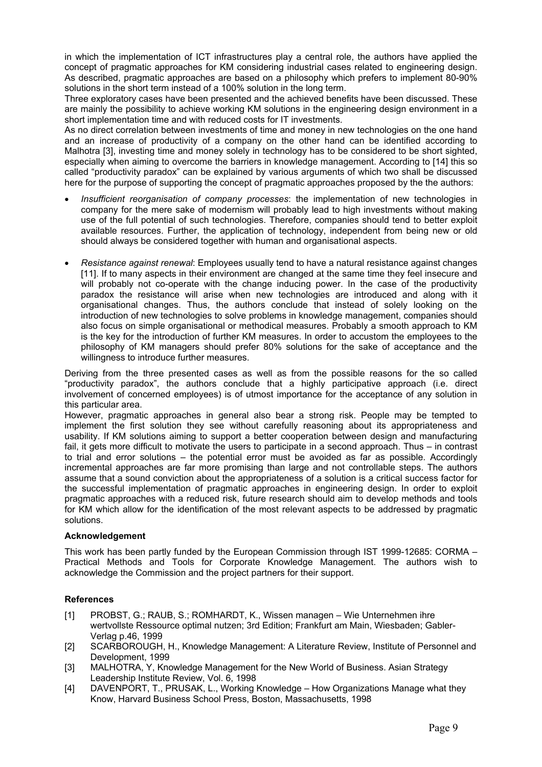in which the implementation of ICT infrastructures play a central role, the authors have applied the concept of pragmatic approaches for KM considering industrial cases related to engineering design. As described, pragmatic approaches are based on a philosophy which prefers to implement 80-90% solutions in the short term instead of a 100% solution in the long term.

Three exploratory cases have been presented and the achieved benefits have been discussed. These are mainly the possibility to achieve working KM solutions in the engineering design environment in a short implementation time and with reduced costs for IT investments.

As no direct correlation between investments of time and money in new technologies on the one hand and an increase of productivity of a company on the other hand can be identified according to Malhotra [3], investing time and money solely in technology has to be considered to be short sighted, especially when aiming to overcome the barriers in knowledge management. According to [14] this so called "productivity paradox" can be explained by various arguments of which two shall be discussed here for the purpose of supporting the concept of pragmatic approaches proposed by the the authors:

- *Insufficient reorganisation of company processes*: the implementation of new technologies in company for the mere sake of modernism will probably lead to high investments without making use of the full potential of such technologies. Therefore, companies should tend to better exploit available resources. Further, the application of technology, independent from being new or old should always be considered together with human and organisational aspects.

- *Resistance against renewal*: Employees usually tend to have a natural resistance against changes [11]. If to many aspects in their environment are changed at the same time they feel insecure and will probably not co-operate with the change inducing power. In the case of the productivity paradox the resistance will arise when new technologies are introduced and along with it organisational changes. Thus, the authors conclude that instead of solely looking on the introduction of new technologies to solve problems in knowledge management, companies should also focus on simple organisational or methodical measures. Probably a smooth approach to KM is the key for the introduction of further KM measures. In order to accustom the employees to the philosophy of KM managers should prefer 80% solutions for the sake of acceptance and the willingness to introduce further measures.

Deriving from the three presented cases as well as from the possible reasons for the so called "productivity paradox", the authors conclude that a highly participative approach (i.e. direct involvement of concerned employees) is of utmost importance for the acceptance of any solution in this particular area.

However, pragmatic approaches in general also bear a strong risk. People may be tempted to implement the first solution they see without carefully reasoning about its appropriateness and usability. If KM solutions aiming to support a better cooperation between design and manufacturing fail, it gets more difficult to motivate the users to participate in a second approach. Thus – in contrast to trial and error solutions – the potential error must be avoided as far as possible. Accordingly incremental approaches are far more promising than large and not controllable steps. The authors assume that a sound conviction about the appropriateness of a solution is a critical success factor for the successful implementation of pragmatic approaches in engineering design. In order to exploit pragmatic approaches with a reduced risk, future research should aim to develop methods and tools for KM which allow for the identification of the most relevant aspects to be addressed by pragmatic solutions.

### Acknowledgement

This work has been partly funded by the European Commission through IST 1999-12685: CORMA – Practical Methods and Tools for Corporate Knowledge Management. The authors wish to acknowledge the Commission and the project partners for their support.

### References

[1] PROBST, G.; RAUB, S.; ROMHARDT, K., Wissen managen – Wie Unternehmen ihre wertvollste Ressource optimal nutzen; 3rd Edition; Frankfurt am Main, Wiesbaden; Gabler-Verlag p.46, 1999

[2] SCARBOROUGH, H., Knowledge Management: A Literature Review, Institute of Personnel and Development, 1999

[3] MALHOTRA, Y, Knowledge Management for the New World of Business. Asian Strategy Leadership Institute Review, Vol. 6, 1998

[4] DAVENPORT, T., PRUSAK, L., Working Knowledge – How Organizations Manage what they Know, Harvard Business School Press, Boston, Massachusetts, 1998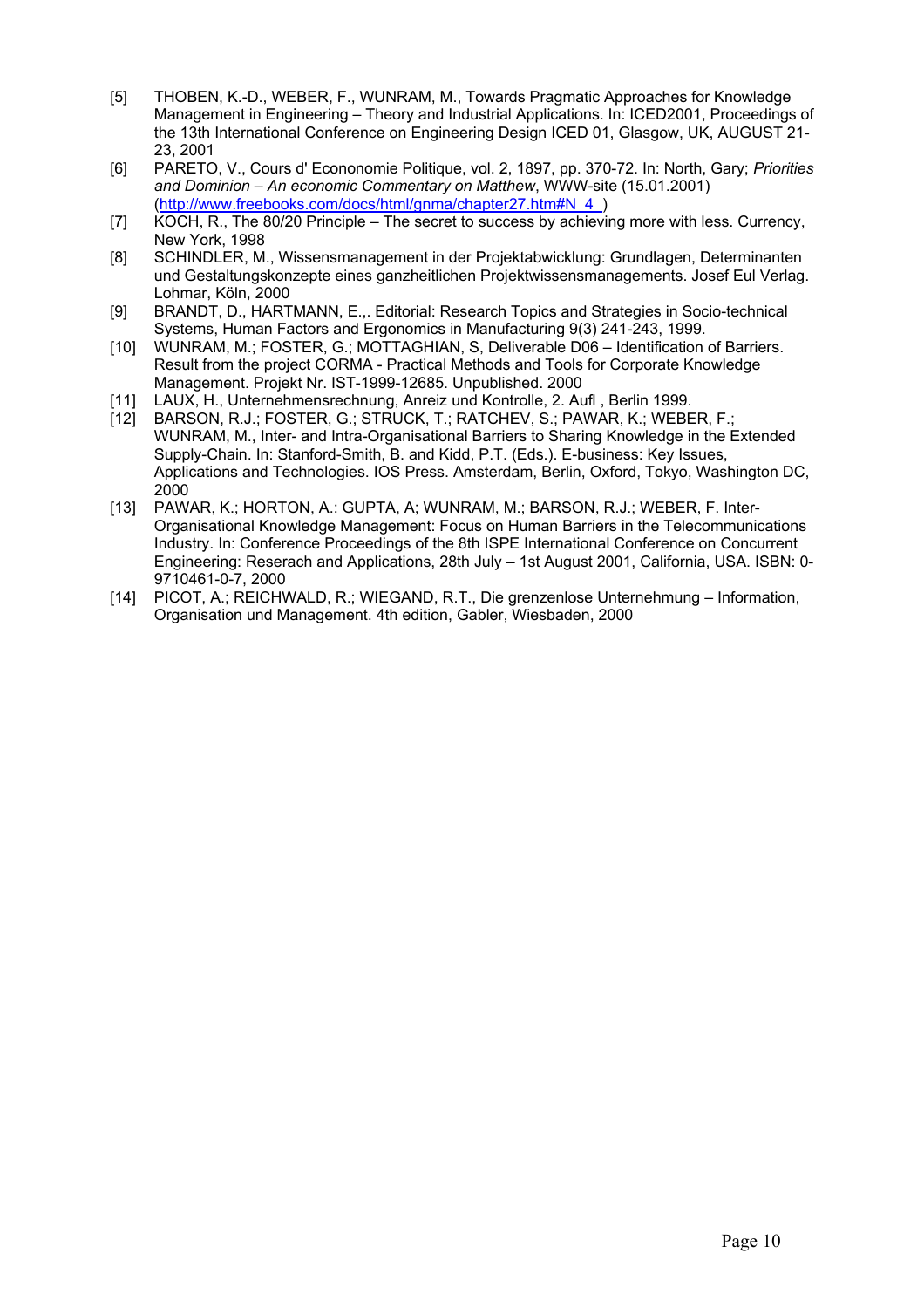[5] THOBEN, K.-D., WEBER, F., WUNRAM, M., Towards Pragmatic Approaches for Knowledge Management in Engineering – Theory and Industrial Applications. In: ICED2001, Proceedings of the 13th International Conference on Engineering Design ICED 01, Glasgow, UK, AUGUST 21-23, 2001

[6] PARETO, V., Cours d' Econonomie Politique, vol. 2, 1897, pp. 370-72. In: North, Gary; *Priorities and Dominion – An economic Commentary on Matthew*, WWW-site (15.01.2001) (http://www.freebooks.com/docs/html/gnma/chapter27.htm#N_4_)

[7] KOCH, R., The 80/20 Principle – The secret to success by achieving more with less. Currency, New York, 1998

[8] SCHINDLER, M., Wissensmanagement in der Projektabwicklung: Grundlagen, Determinanten und Gestaltungskonzepte eines ganzheitlichen Projektwissensmanagements. Josef Eul Verlag. Lohmar, Köln, 2000

[9] BRANDT, D., HARTMANN, E.,. Editorial: Research Topics and Strategies in Socio-technical Systems, Human Factors and Ergonomics in Manufacturing 9(3) 241-243, 1999.

[10] WUNRAM, M.; FOSTER, G.; MOTTAGHIAN, S, Deliverable D06 – Identification of Barriers. Result from the project CORMA - Practical Methods and Tools for Corporate Knowledge Management. Projekt Nr. IST-1999-12685. Unpublished. 2000

[11] LAUX, H., Unternehmensrechnung, Anreiz und Kontrolle, 2. Aufl , Berlin 1999.

[12] BARSON, R.J.; FOSTER, G.; STRUCK, T.; RATCHEV, S.; PAWAR, K.; WEBER, F.; WUNRAM, M., Inter- and Intra-Organisational Barriers to Sharing Knowledge in the Extended Supply-Chain. In: Stanford-Smith, B. and Kidd, P.T. (Eds.). E-business: Key Issues, Applications and Technologies. IOS Press. Amsterdam, Berlin, Oxford, Tokyo, Washington DC, 2000

[13] PAWAR, K.; HORTON, A.: GUPTA, A; WUNRAM, M.; BARSON, R.J.; WEBER, F. Inter-Organisational Knowledge Management: Focus on Human Barriers in the Telecommunications Industry. In: Conference Proceedings of the 8th ISPE International Conference on Concurrent Engineering: Reserach and Applications, 28th July – 1st August 2001, California, USA. ISBN: 0-9710461-0-7, 2000

[14] PICOT, A.; REICHWALD, R.; WIEGAND, R.T., Die grenzenlose Unternehmung – Information, Organisation und Management. 4th edition, Gabler, Wiesbaden, 2000